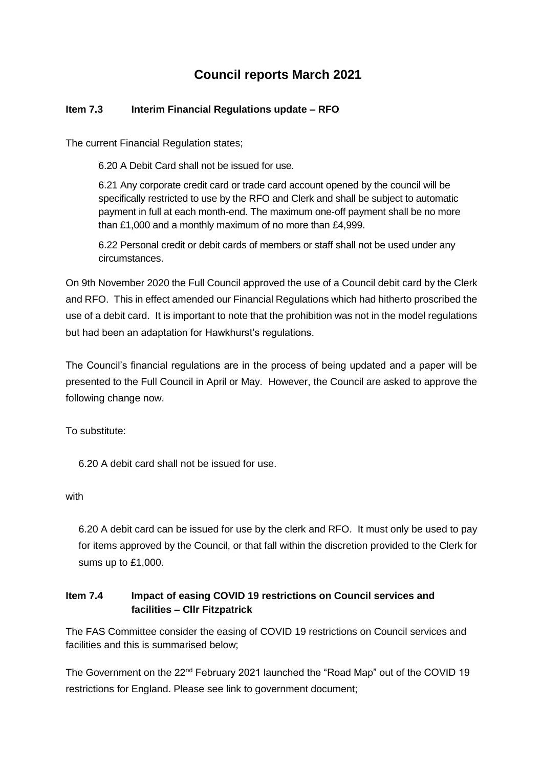# Council reports March 2021

### Item 7.3 Interim Financial Regulations update – RFO

The current Financial Regulation states;

> 6.20 A Debit Card shall not be issued for use.
>
> 6.21 Any corporate credit card or trade card account opened by the council will be specifically restricted to use by the RFO and Clerk and shall be subject to automatic payment in full at each month-end. The maximum one-off payment shall be no more than £1,000 and a monthly maximum of no more than £4,999.
>
> 6.22 Personal credit or debit cards of members or staff shall not be used under any circumstances.

On 9th November 2020 the Full Council approved the use of a Council debit card by the Clerk and RFO. This in effect amended our Financial Regulations which had hitherto proscribed the use of a debit card. It is important to note that the prohibition was not in the model regulations but had been an adaptation for Hawkhurst's regulations.

The Council's financial regulations are in the process of being updated and a paper will be presented to the Full Council in April or May. However, the Council are asked to approve the following change now.

To substitute:

> 6.20 A debit card shall not be issued for use.

with

> 6.20 A debit card can be issued for use by the clerk and RFO. It must only be used to pay for items approved by the Council, or that fall within the discretion provided to the Clerk for sums up to £1,000.

### Item 7.4 Impact of easing COVID 19 restrictions on Council services and facilities – Cllr Fitzpatrick

The FAS Committee consider the easing of COVID 19 restrictions on Council services and facilities and this is summarised below;

The Government on the 22nd February 2021 launched the "Road Map" out of the COVID 19 restrictions for England. Please see link to government document;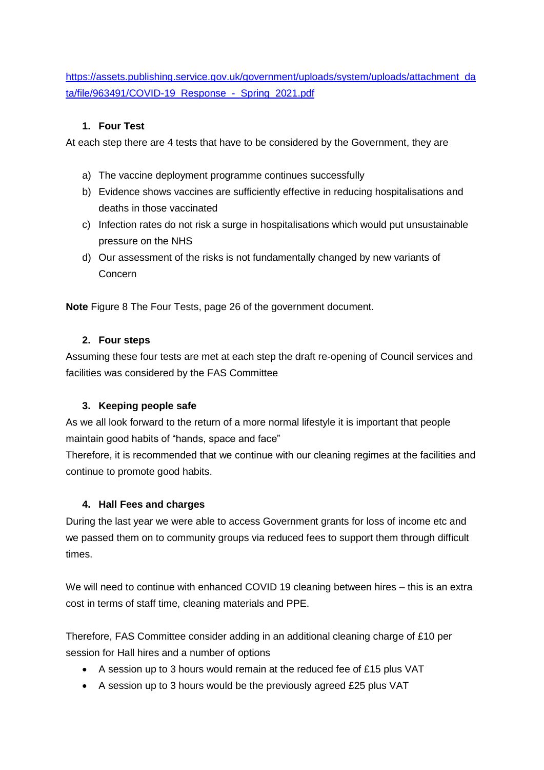[https://assets.publishing.service.gov.uk/government/uploads/system/uploads/attachment_data/file/963491/COVID-19_Response_-_Spring_2021.pdf](https://assets.publishing.service.gov.uk/government/uploads/system/uploads/attachment_data/file/963491/COVID-19_Response_-_Spring_2021.pdf)

### 1. Four Test

At each step there are 4 tests that have to be considered by the Government, they are

a) The vaccine deployment programme continues successfully
b) Evidence shows vaccines are sufficiently effective in reducing hospitalisations and deaths in those vaccinated
c) Infection rates do not risk a surge in hospitalisations which would put unsustainable pressure on the NHS
d) Our assessment of the risks is not fundamentally changed by new variants of Concern

**Note** Figure 8 The Four Tests, page 26 of the government document.

### 2. Four steps

Assuming these four tests are met at each step the draft re-opening of Council services and facilities was considered by the FAS Committee

### 3. Keeping people safe

As we all look forward to the return of a more normal lifestyle it is important that people maintain good habits of "hands, space and face"

Therefore, it is recommended that we continue with our cleaning regimes at the facilities and continue to promote good habits.

### 4. Hall Fees and charges

During the last year we were able to access Government grants for loss of income etc and we passed them on to community groups via reduced fees to support them through difficult times.

We will need to continue with enhanced COVID 19 cleaning between hires – this is an extra cost in terms of staff time, cleaning materials and PPE.

Therefore, FAS Committee consider adding in an additional cleaning charge of £10 per session for Hall hires and a number of options

- A session up to 3 hours would remain at the reduced fee of £15 plus VAT
- A session up to 3 hours would be the previously agreed £25 plus VAT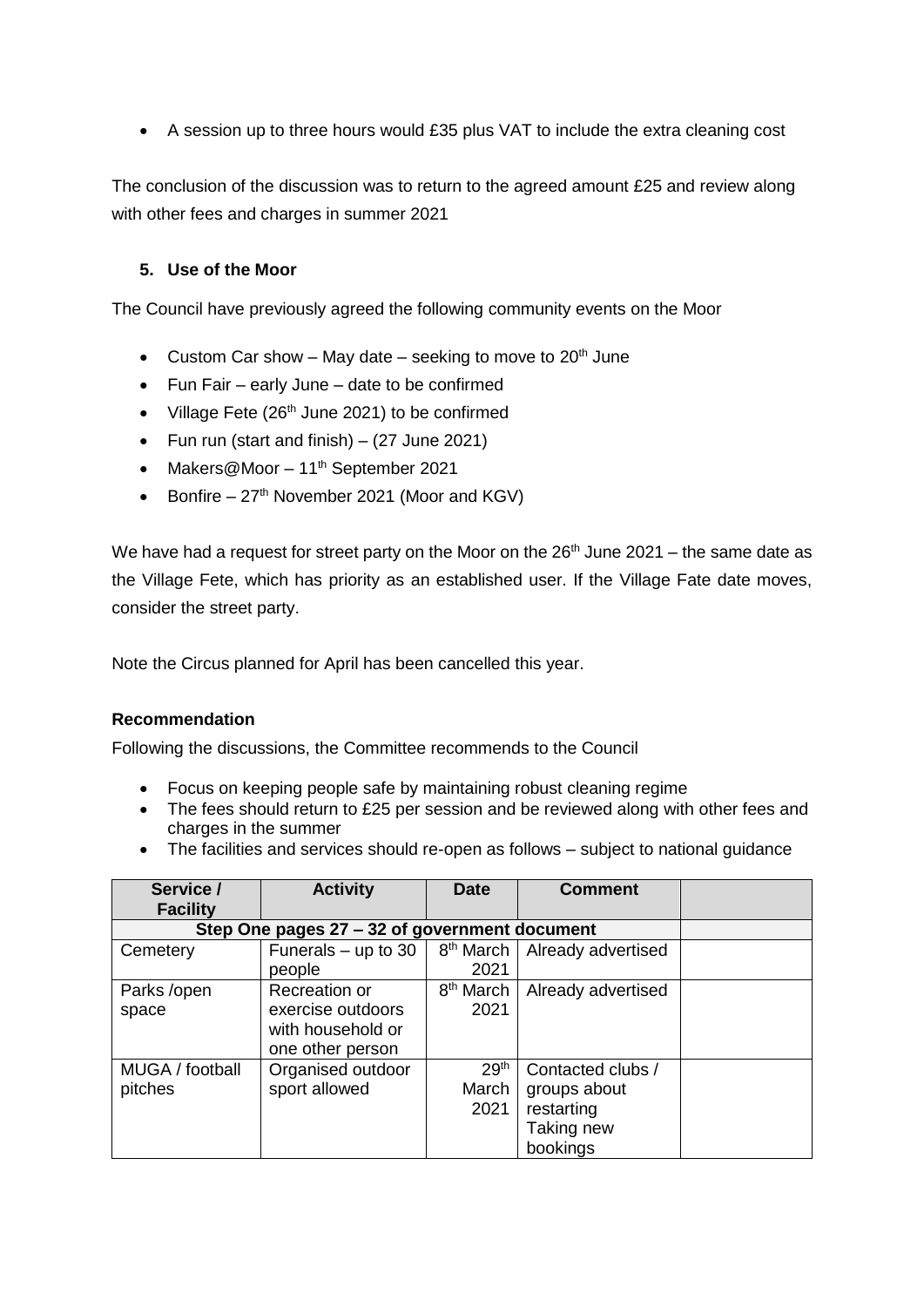- A session up to three hours would £35 plus VAT to include the extra cleaning cost

The conclusion of the discussion was to return to the agreed amount £25 and review along with other fees and charges in summer 2021

**5. Use of the Moor**

The Council have previously agreed the following community events on the Moor

- Custom Car show – May date – seeking to move to 20th June
- Fun Fair – early June – date to be confirmed
- Village Fete (26th June 2021) to be confirmed
- Fun run (start and finish) – (27 June 2021)
- Makers@Moor – 11th September 2021
- Bonfire – 27th November 2021 (Moor and KGV)

We have had a request for street party on the Moor on the 26th June 2021 – the same date as the Village Fete, which has priority as an established user. If the Village Fate date moves, consider the street party.

Note the Circus planned for April has been cancelled this year.

**Recommendation**

Following the discussions, the Committee recommends to the Council

- Focus on keeping people safe by maintaining robust cleaning regime
- The fees should return to £25 per session and be reviewed along with other fees and charges in the summer
- The facilities and services should re-open as follows – subject to national guidance

| Service / Facility | Activity | Date | Comment | |
|---|---|---|---|---|
| **Step One pages 27 – 32 of government document** | | | | |
| Cemetery | Funerals – up to 30 people | 8th March 2021 | Already advertised | |
| Parks /open space | Recreation or exercise outdoors with household or one other person | 8th March 2021 | Already advertised | |
| MUGA / football pitches | Organised outdoor sport allowed | 29th March 2021 | Contacted clubs / groups about restarting Taking new bookings | |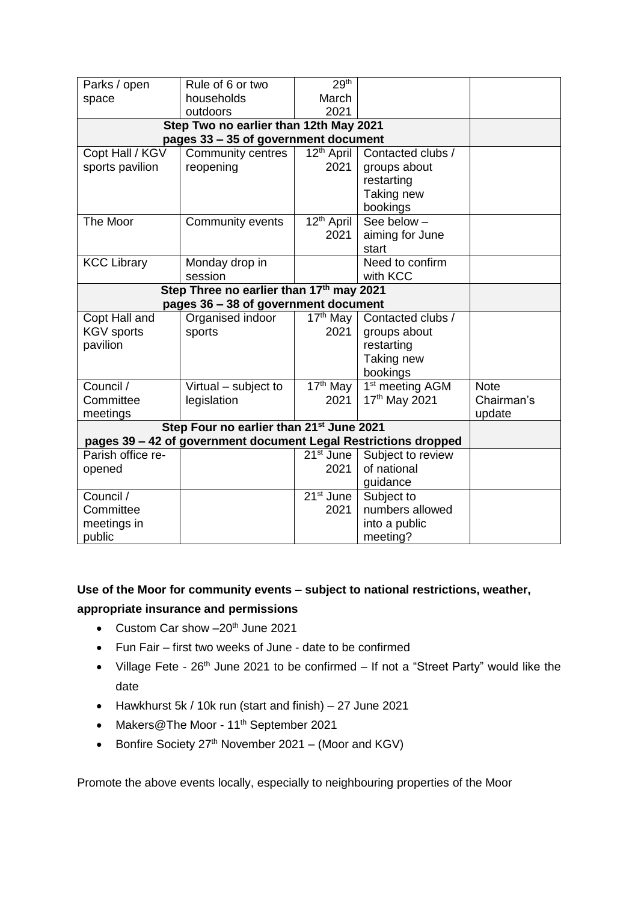| Parks / open space | Rule of 6 or two households outdoors | 29th March 2021 | | |
|---|---|---|---|---|
| **Step Two no earlier than 12th May 2021 pages 33 – 35 of government document** | | | | |
| Copt Hall / KGV sports pavilion | Community centres reopening | 12th April 2021 | Contacted clubs / groups about restarting Taking new bookings | |
| The Moor | Community events | 12th April 2021 | See below – aiming for June start | |
| KCC Library | Monday drop in session | | Need to confirm with KCC | |
| **Step Three no earlier than 17th may 2021 pages 36 – 38 of government document** | | | | |
| Copt Hall and KGV sports pavilion | Organised indoor sports | 17th May 2021 | Contacted clubs / groups about restarting Taking new bookings | |
| Council / Committee meetings | Virtual – subject to legislation | 17th May 2021 | 1st meeting AGM 17th May 2021 | Note Chairman's update |
| **Step Four no earlier than 21st June 2021 pages 39 – 42 of government document Legal Restrictions dropped** | | | | |
| Parish office re-opened | | 21st June 2021 | Subject to review of national guidance | |
| Council / Committee meetings in public | | 21st June 2021 | Subject to numbers allowed into a public meeting? | |

**Use of the Moor for community events – subject to national restrictions, weather, appropriate insurance and permissions**

- Custom Car show –20th June 2021
- Fun Fair – first two weeks of June - date to be confirmed
- Village Fete - 26th June 2021 to be confirmed – If not a "Street Party" would like the date
- Hawkhurst 5k / 10k run (start and finish) – 27 June 2021
- Makers@The Moor - 11th September 2021
- Bonfire Society 27th November 2021 – (Moor and KGV)

Promote the above events locally, especially to neighbouring properties of the Moor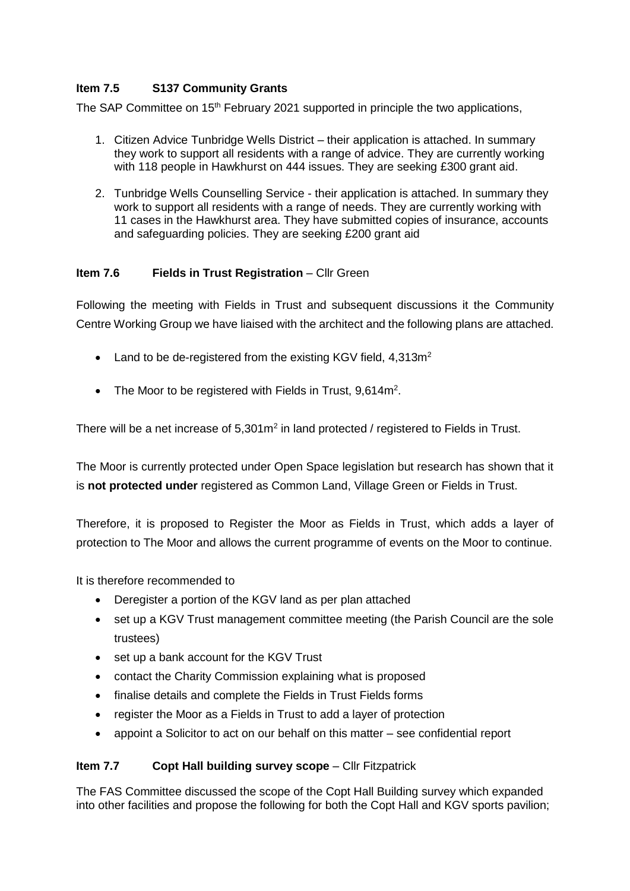**Item 7.5 S137 Community Grants**

The SAP Committee on 15th February 2021 supported in principle the two applications,

1. Citizen Advice Tunbridge Wells District – their application is attached. In summary they work to support all residents with a range of advice. They are currently working with 118 people in Hawkhurst on 444 issues. They are seeking £300 grant aid.
2. Tunbridge Wells Counselling Service - their application is attached. In summary they work to support all residents with a range of needs. They are currently working with 11 cases in the Hawkhurst area. They have submitted copies of insurance, accounts and safeguarding policies. They are seeking £200 grant aid

**Item 7.6 Fields in Trust Registration** – Cllr Green

Following the meeting with Fields in Trust and subsequent discussions it the Community Centre Working Group we have liaised with the architect and the following plans are attached.

- Land to be de-registered from the existing KGV field, 4,313m$^2$
- The Moor to be registered with Fields in Trust, 9,614m$^2$.

There will be a net increase of 5,301m$^2$ in land protected / registered to Fields in Trust.

The Moor is currently protected under Open Space legislation but research has shown that it is **not protected under** registered as Common Land, Village Green or Fields in Trust.

Therefore, it is proposed to Register the Moor as Fields in Trust, which adds a layer of protection to The Moor and allows the current programme of events on the Moor to continue.

It is therefore recommended to

- Deregister a portion of the KGV land as per plan attached
- set up a KGV Trust management committee meeting (the Parish Council are the sole trustees)
- set up a bank account for the KGV Trust
- contact the Charity Commission explaining what is proposed
- finalise details and complete the Fields in Trust Fields forms
- register the Moor as a Fields in Trust to add a layer of protection
- appoint a Solicitor to act on our behalf on this matter – see confidential report

**Item 7.7 Copt Hall building survey scope** – Cllr Fitzpatrick

The FAS Committee discussed the scope of the Copt Hall Building survey which expanded into other facilities and propose the following for both the Copt Hall and KGV sports pavilion;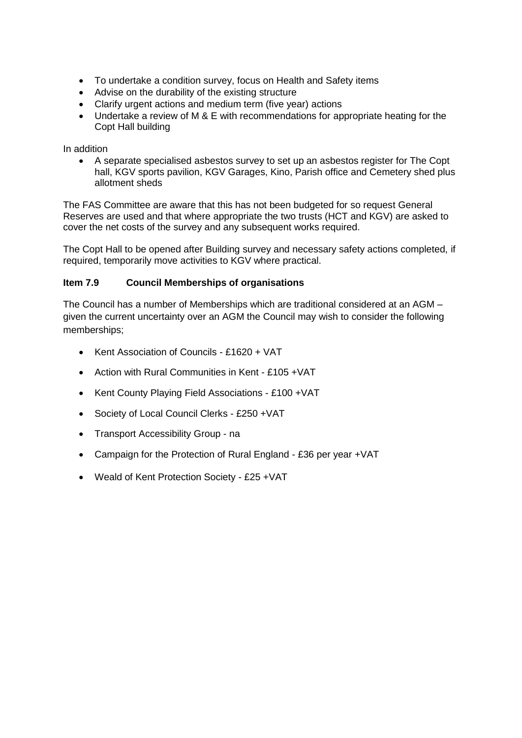- To undertake a condition survey, focus on Health and Safety items
- Advise on the durability of the existing structure
- Clarify urgent actions and medium term (five year) actions
- Undertake a review of M & E with recommendations for appropriate heating for the Copt Hall building

In addition

- A separate specialised asbestos survey to set up an asbestos register for The Copt hall, KGV sports pavilion, KGV Garages, Kino, Parish office and Cemetery shed plus allotment sheds

The FAS Committee are aware that this has not been budgeted for so request General Reserves are used and that where appropriate the two trusts (HCT and KGV) are asked to cover the net costs of the survey and any subsequent works required.

The Copt Hall to be opened after Building survey and necessary safety actions completed, if required, temporarily move activities to KGV where practical.

### Item 7.9 Council Memberships of organisations

The Council has a number of Memberships which are traditional considered at an AGM – given the current uncertainty over an AGM the Council may wish to consider the following memberships;

- Kent Association of Councils - £1620 + VAT
- Action with Rural Communities in Kent - £105 +VAT
- Kent County Playing Field Associations - £100 +VAT
- Society of Local Council Clerks - £250 +VAT
- Transport Accessibility Group - na
- Campaign for the Protection of Rural England - £36 per year +VAT
- Weald of Kent Protection Society - £25 +VAT